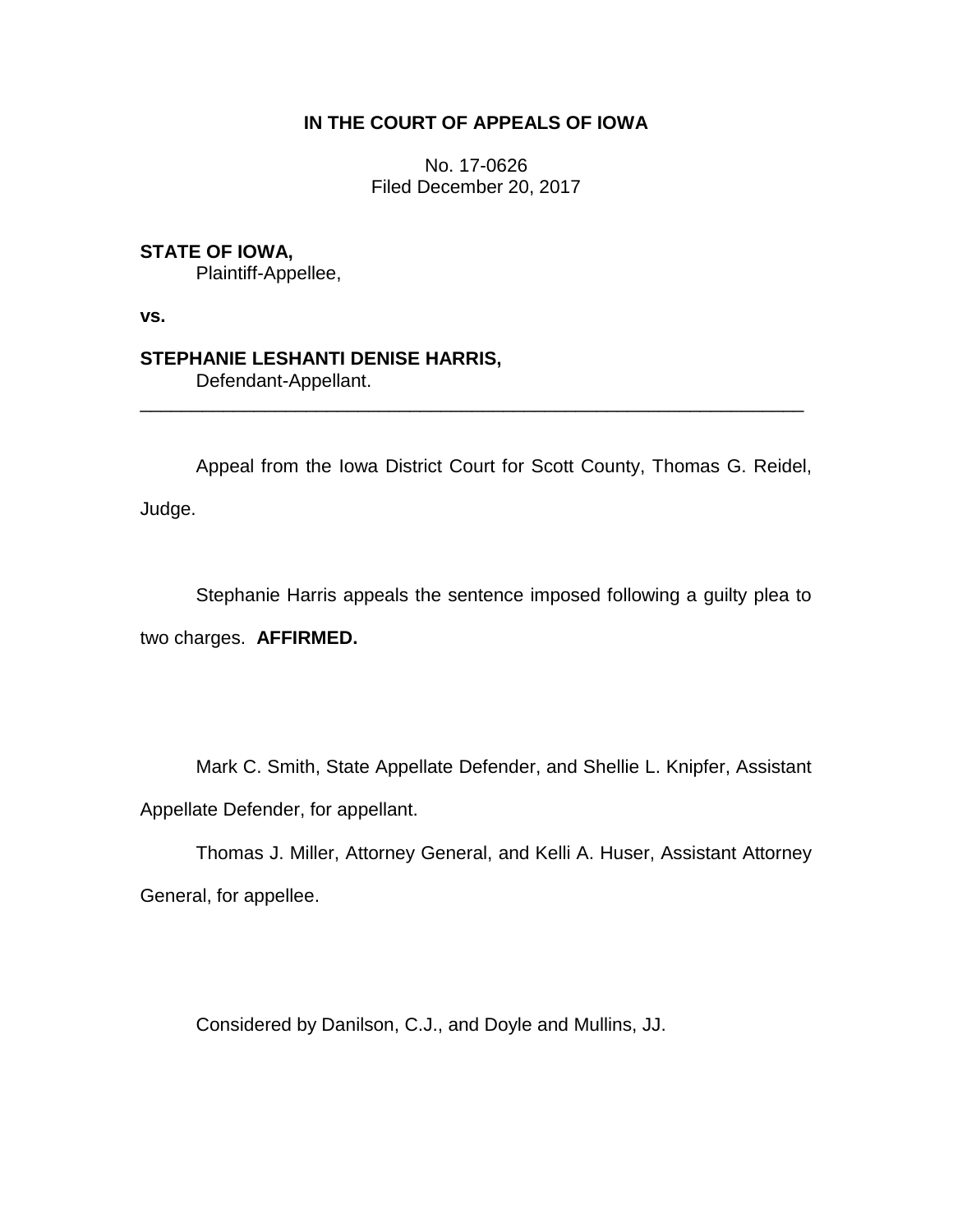**IN THE COURT OF APPEALS OF IOWA**

No. 17-0626
Filed December 20, 2017

**STATE OF IOWA,**
Plaintiff-Appellee,

**vs.**

**STEPHANIE LESHANTI DENISE HARRIS,**
Defendant-Appellant.

---

Appeal from the Iowa District Court for Scott County, Thomas G. Reidel, Judge.

Stephanie Harris appeals the sentence imposed following a guilty plea to two charges. **AFFIRMED.**

Mark C. Smith, State Appellate Defender, and Shellie L. Knipfer, Assistant Appellate Defender, for appellant.

Thomas J. Miller, Attorney General, and Kelli A. Huser, Assistant Attorney General, for appellee.

Considered by Danilson, C.J., and Doyle and Mullins, JJ.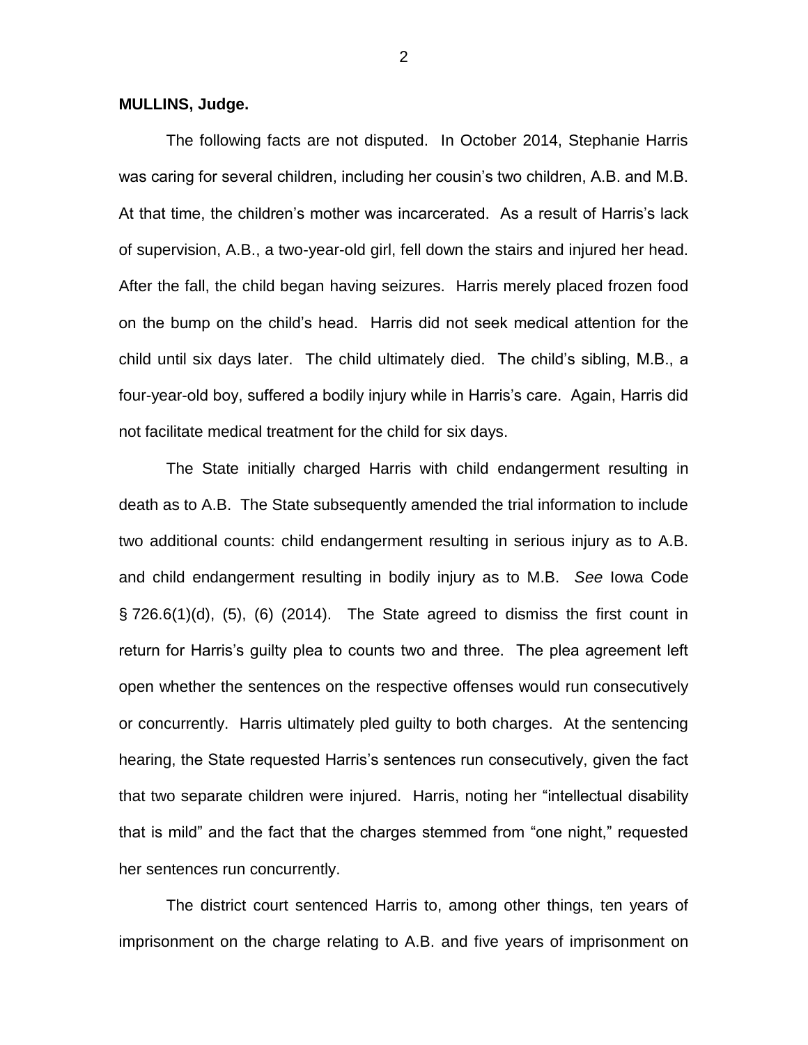**MULLINS, Judge.**

The following facts are not disputed. In October 2014, Stephanie Harris was caring for several children, including her cousin's two children, A.B. and M.B. At that time, the children's mother was incarcerated. As a result of Harris's lack of supervision, A.B., a two-year-old girl, fell down the stairs and injured her head. After the fall, the child began having seizures. Harris merely placed frozen food on the bump on the child's head. Harris did not seek medical attention for the child until six days later. The child ultimately died. The child's sibling, M.B., a four-year-old boy, suffered a bodily injury while in Harris's care. Again, Harris did not facilitate medical treatment for the child for six days.

The State initially charged Harris with child endangerment resulting in death as to A.B. The State subsequently amended the trial information to include two additional counts: child endangerment resulting in serious injury as to A.B. and child endangerment resulting in bodily injury as to M.B. *See* Iowa Code § 726.6(1)(d), (5), (6) (2014). The State agreed to dismiss the first count in return for Harris's guilty plea to counts two and three. The plea agreement left open whether the sentences on the respective offenses would run consecutively or concurrently. Harris ultimately pled guilty to both charges. At the sentencing hearing, the State requested Harris's sentences run consecutively, given the fact that two separate children were injured. Harris, noting her "intellectual disability that is mild" and the fact that the charges stemmed from "one night," requested her sentences run concurrently.

The district court sentenced Harris to, among other things, ten years of imprisonment on the charge relating to A.B. and five years of imprisonment on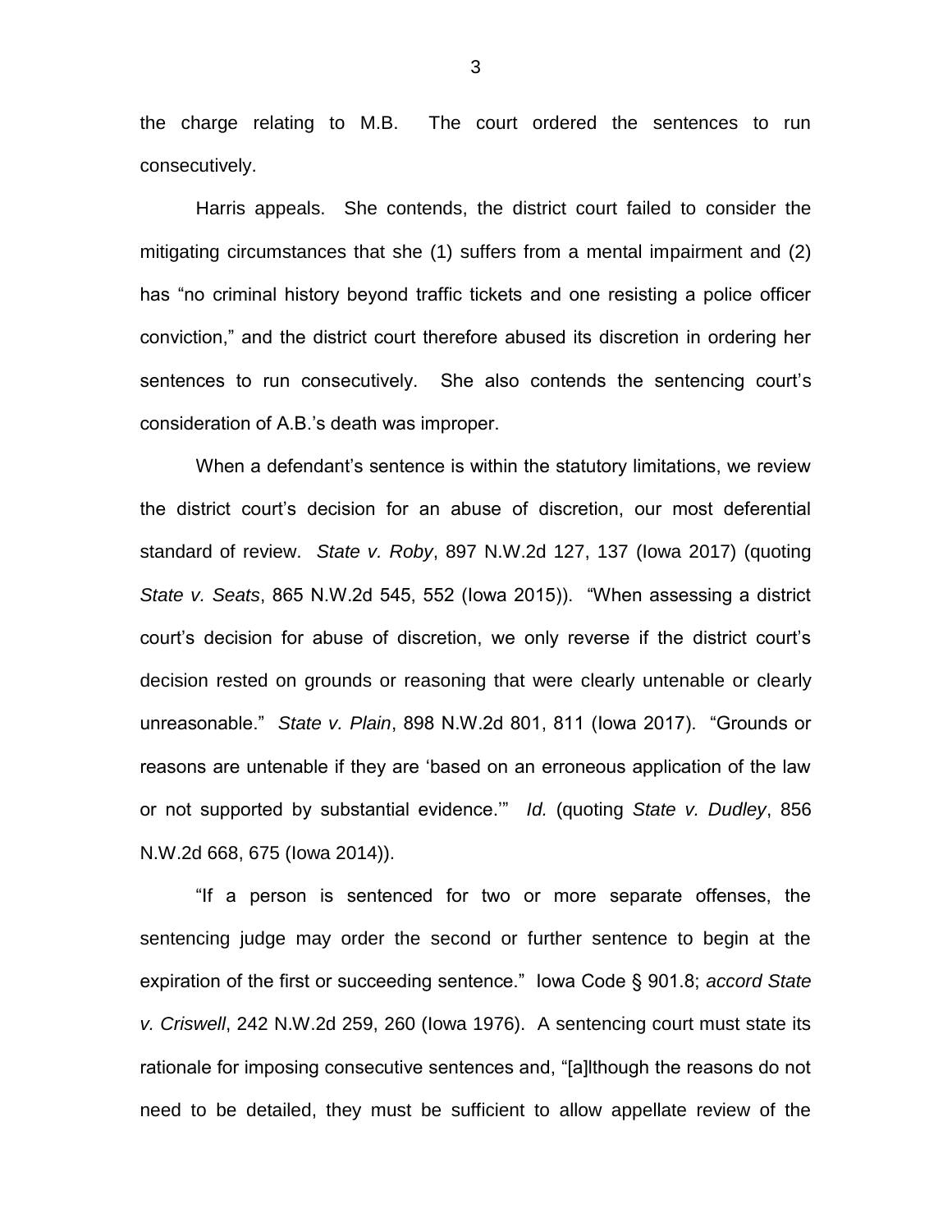the charge relating to M.B. The court ordered the sentences to run consecutively.

Harris appeals. She contends, the district court failed to consider the mitigating circumstances that she (1) suffers from a mental impairment and (2) has "no criminal history beyond traffic tickets and one resisting a police officer conviction," and the district court therefore abused its discretion in ordering her sentences to run consecutively. She also contends the sentencing court's consideration of A.B.'s death was improper.

When a defendant's sentence is within the statutory limitations, we review the district court's decision for an abuse of discretion, our most deferential standard of review. *State v. Roby*, 897 N.W.2d 127, 137 (Iowa 2017) (quoting *State v. Seats*, 865 N.W.2d 545, 552 (Iowa 2015)). "When assessing a district court's decision for abuse of discretion, we only reverse if the district court's decision rested on grounds or reasoning that were clearly untenable or clearly unreasonable." *State v. Plain*, 898 N.W.2d 801, 811 (Iowa 2017). "Grounds or reasons are untenable if they are 'based on an erroneous application of the law or not supported by substantial evidence.'" *Id.* (quoting *State v. Dudley*, 856 N.W.2d 668, 675 (Iowa 2014)).

"If a person is sentenced for two or more separate offenses, the sentencing judge may order the second or further sentence to begin at the expiration of the first or succeeding sentence." Iowa Code § 901.8; *accord State v. Criswell*, 242 N.W.2d 259, 260 (Iowa 1976). A sentencing court must state its rationale for imposing consecutive sentences and, "[a]lthough the reasons do not need to be detailed, they must be sufficient to allow appellate review of the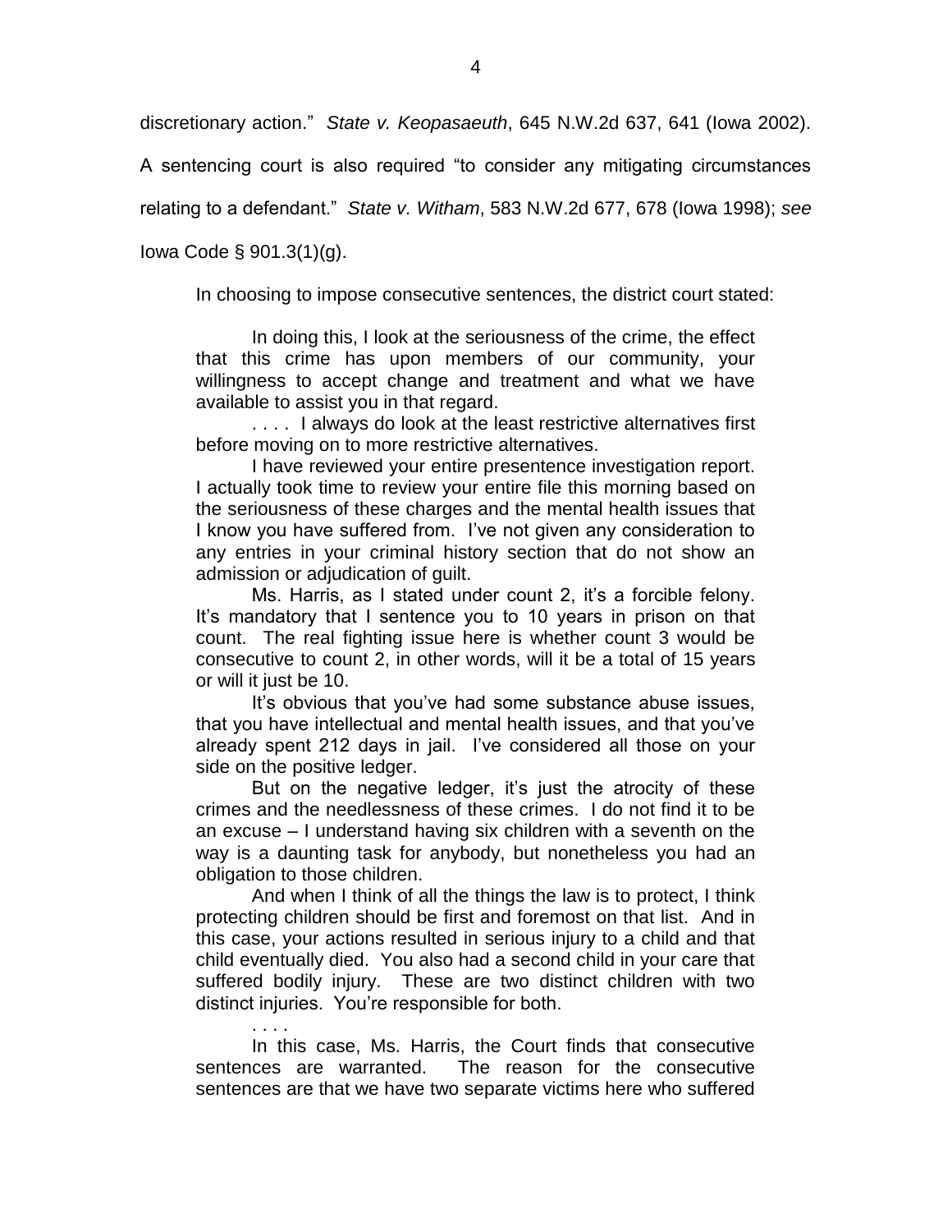discretionary action." *State v. Keopasaeuth*, 645 N.W.2d 637, 641 (Iowa 2002). A sentencing court is also required "to consider any mitigating circumstances relating to a defendant." *State v. Witham*, 583 N.W.2d 677, 678 (Iowa 1998); *see* Iowa Code § 901.3(1)(g).

In choosing to impose consecutive sentences, the district court stated:

> In doing this, I look at the seriousness of the crime, the effect that this crime has upon members of our community, your willingness to accept change and treatment and what we have available to assist you in that regard.
>
> . . . . I always do look at the least restrictive alternatives first before moving on to more restrictive alternatives.
>
> I have reviewed your entire presentence investigation report. I actually took time to review your entire file this morning based on the seriousness of these charges and the mental health issues that I know you have suffered from. I've not given any consideration to any entries in your criminal history section that do not show an admission or adjudication of guilt.
>
> Ms. Harris, as I stated under count 2, it's a forcible felony. It's mandatory that I sentence you to 10 years in prison on that count. The real fighting issue here is whether count 3 would be consecutive to count 2, in other words, will it be a total of 15 years or will it just be 10.
>
> It's obvious that you've had some substance abuse issues, that you have intellectual and mental health issues, and that you've already spent 212 days in jail. I've considered all those on your side on the positive ledger.
>
> But on the negative ledger, it's just the atrocity of these crimes and the needlessness of these crimes. I do not find it to be an excuse – I understand having six children with a seventh on the way is a daunting task for anybody, but nonetheless you had an obligation to those children.
>
> And when I think of all the things the law is to protect, I think protecting children should be first and foremost on that list. And in this case, your actions resulted in serious injury to a child and that child eventually died. You also had a second child in your care that suffered bodily injury. These are two distinct children with two distinct injuries. You're responsible for both.
>
> . . . .
>
> In this case, Ms. Harris, the Court finds that consecutive sentences are warranted. The reason for the consecutive sentences are that we have two separate victims here who suffered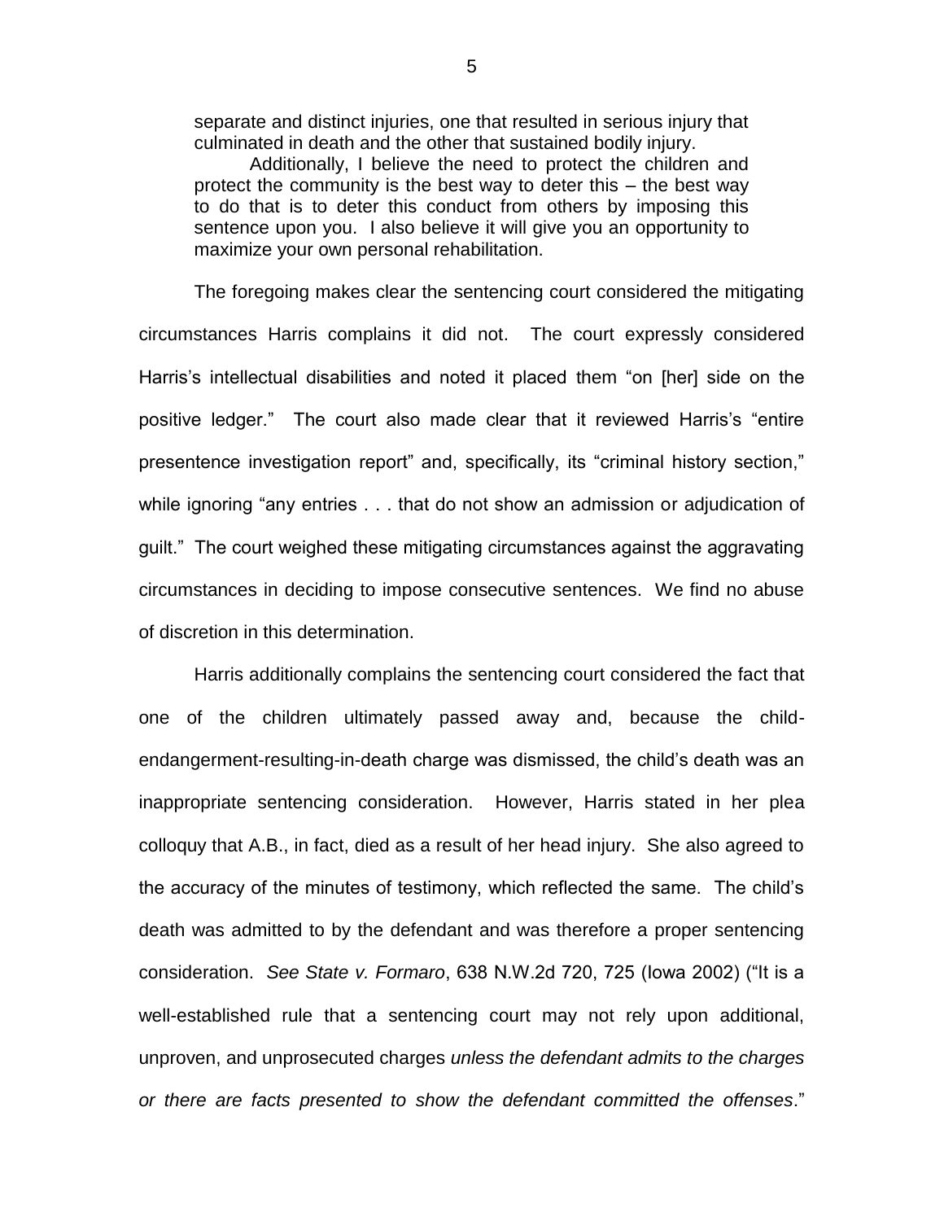> separate and distinct injuries, one that resulted in serious injury that culminated in death and the other that sustained bodily injury.
>
> Additionally, I believe the need to protect the children and protect the community is the best way to deter this – the best way to do that is to deter this conduct from others by imposing this sentence upon you. I also believe it will give you an opportunity to maximize your own personal rehabilitation.

The foregoing makes clear the sentencing court considered the mitigating circumstances Harris complains it did not. The court expressly considered Harris's intellectual disabilities and noted it placed them "on [her] side on the positive ledger." The court also made clear that it reviewed Harris's "entire presentence investigation report" and, specifically, its "criminal history section," while ignoring "any entries . . . that do not show an admission or adjudication of guilt." The court weighed these mitigating circumstances against the aggravating circumstances in deciding to impose consecutive sentences. We find no abuse of discretion in this determination.

Harris additionally complains the sentencing court considered the fact that one of the children ultimately passed away and, because the child-endangerment-resulting-in-death charge was dismissed, the child's death was an inappropriate sentencing consideration. However, Harris stated in her plea colloquy that A.B., in fact, died as a result of her head injury. She also agreed to the accuracy of the minutes of testimony, which reflected the same. The child's death was admitted to by the defendant and was therefore a proper sentencing consideration. *See State v. Formaro*, 638 N.W.2d 720, 725 (Iowa 2002) ("It is a well-established rule that a sentencing court may not rely upon additional, unproven, and unprosecuted charges *unless the defendant admits to the charges or there are facts presented to show the defendant committed the offenses*."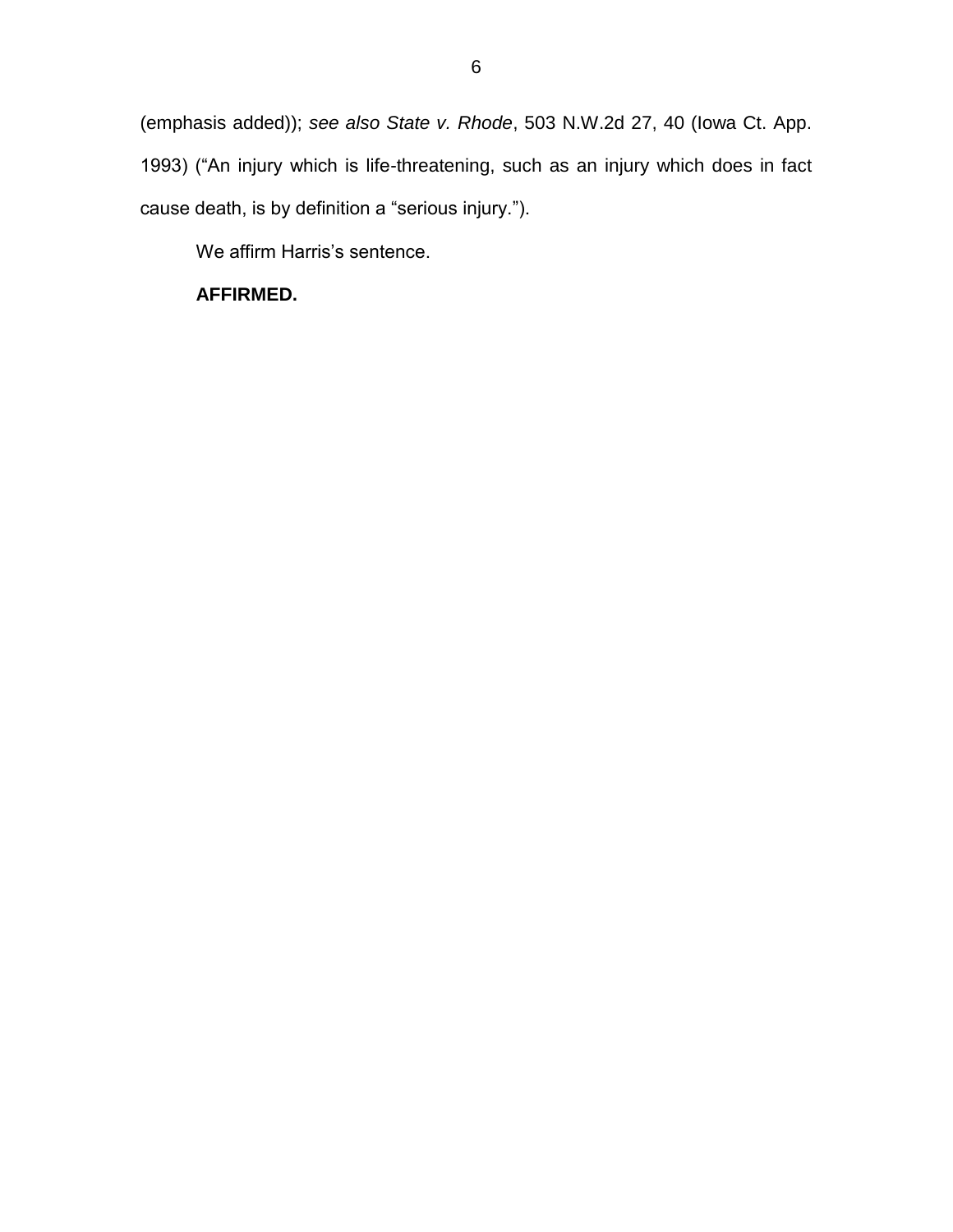(emphasis added)); *see also State v. Rhode*, 503 N.W.2d 27, 40 (Iowa Ct. App. 1993) ("An injury which is life-threatening, such as an injury which does in fact cause death, is by definition a "serious injury.").

We affirm Harris's sentence.

**AFFIRMED.**